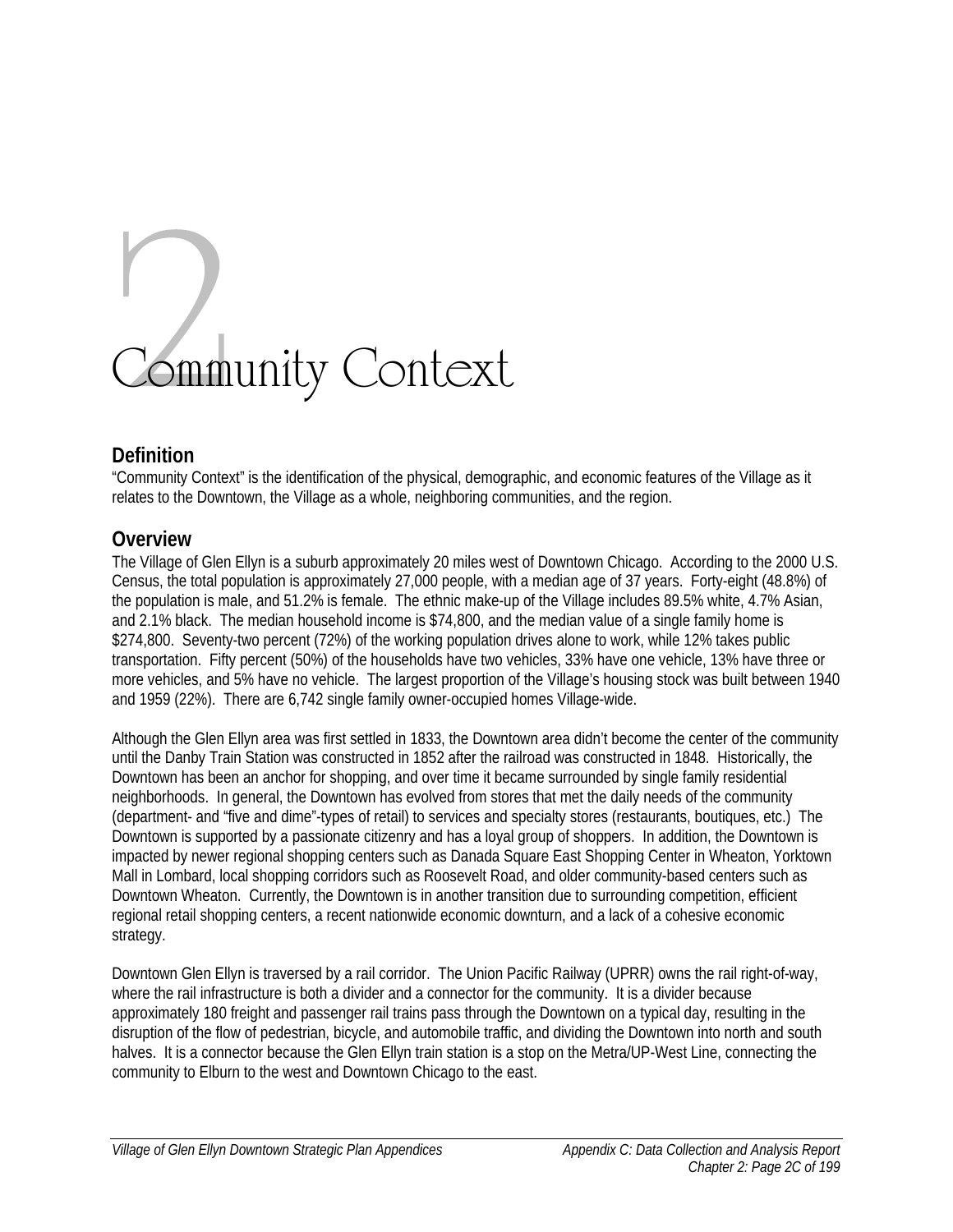# 2 Community Context

## Definition

"Community Context" is the identification of the physical, demographic, and economic features of the Village as it relates to the Downtown, the Village as a whole, neighboring communities, and the region.

## Overview

The Village of Glen Ellyn is a suburb approximately 20 miles west of Downtown Chicago. According to the 2000 U.S. Census, the total population is approximately 27,000 people, with a median age of 37 years. Forty-eight (48.8%) of the population is male, and 51.2% is female. The ethnic make-up of the Village includes 89.5% white, 4.7% Asian, and 2.1% black. The median household income is $74,800, and the median value of a single family home is $274,800. Seventy-two percent (72%) of the working population drives alone to work, while 12% takes public transportation. Fifty percent (50%) of the households have two vehicles, 33% have one vehicle, 13% have three or more vehicles, and 5% have no vehicle. The largest proportion of the Village's housing stock was built between 1940 and 1959 (22%). There are 6,742 single family owner-occupied homes Village-wide.

Although the Glen Ellyn area was first settled in 1833, the Downtown area didn't become the center of the community until the Danby Train Station was constructed in 1852 after the railroad was constructed in 1848. Historically, the Downtown has been an anchor for shopping, and over time it became surrounded by single family residential neighborhoods. In general, the Downtown has evolved from stores that met the daily needs of the community (department- and "five and dime"-types of retail) to services and specialty stores (restaurants, boutiques, etc.) The Downtown is supported by a passionate citizenry and has a loyal group of shoppers. In addition, the Downtown is impacted by newer regional shopping centers such as Danada Square East Shopping Center in Wheaton, Yorktown Mall in Lombard, local shopping corridors such as Roosevelt Road, and older community-based centers such as Downtown Wheaton. Currently, the Downtown is in another transition due to surrounding competition, efficient regional retail shopping centers, a recent nationwide economic downturn, and a lack of a cohesive economic strategy.

Downtown Glen Ellyn is traversed by a rail corridor. The Union Pacific Railway (UPRR) owns the rail right-of-way, where the rail infrastructure is both a divider and a connector for the community. It is a divider because approximately 180 freight and passenger rail trains pass through the Downtown on a typical day, resulting in the disruption of the flow of pedestrian, bicycle, and automobile traffic, and dividing the Downtown into north and south halves. It is a connector because the Glen Ellyn train station is a stop on the Metra/UP-West Line, connecting the community to Elburn to the west and Downtown Chicago to the east.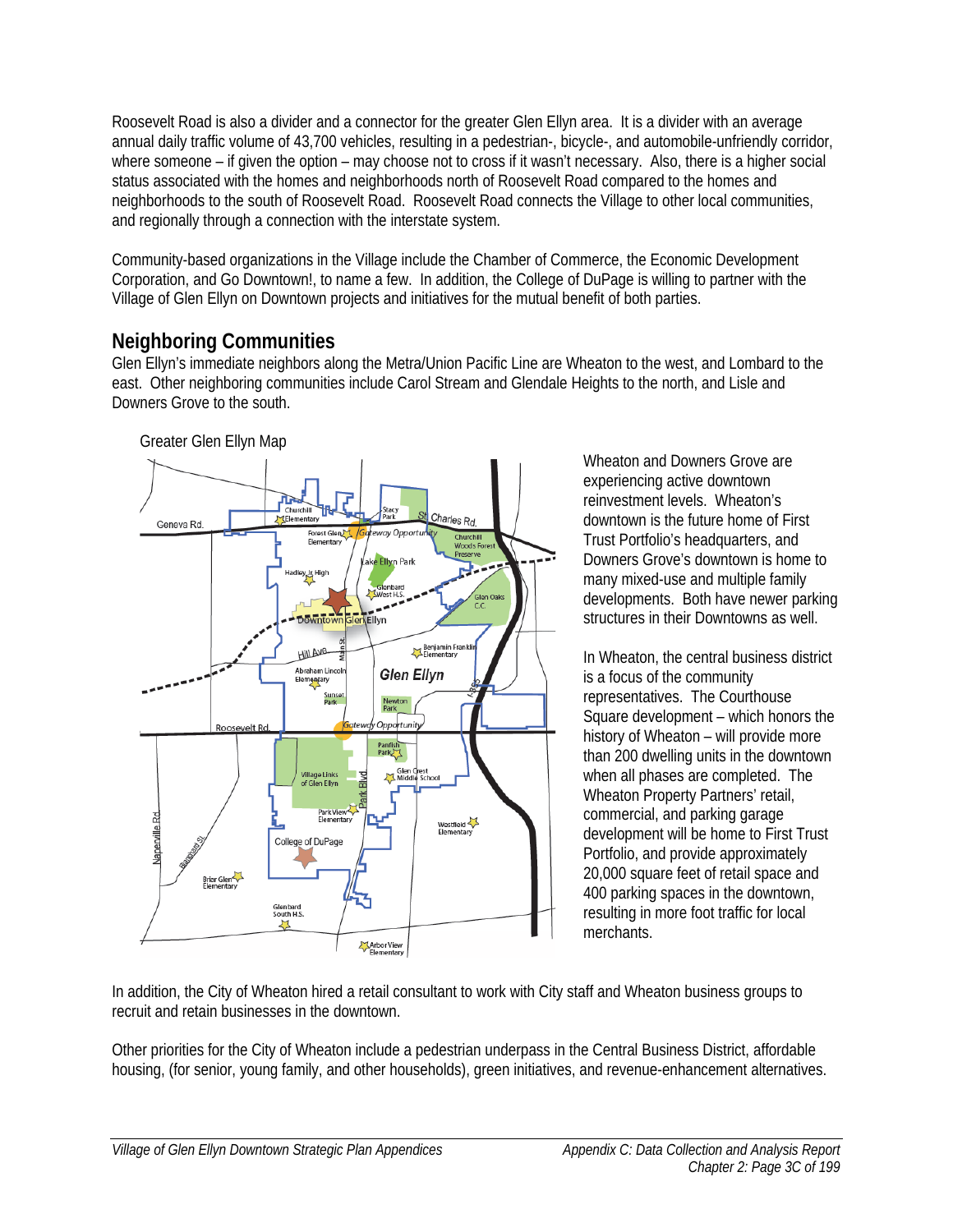Roosevelt Road is also a divider and a connector for the greater Glen Ellyn area. It is a divider with an average annual daily traffic volume of 43,700 vehicles, resulting in a pedestrian-, bicycle-, and automobile-unfriendly corridor, where someone – if given the option – may choose not to cross if it wasn't necessary. Also, there is a higher social status associated with the homes and neighborhoods north of Roosevelt Road compared to the homes and neighborhoods to the south of Roosevelt Road. Roosevelt Road connects the Village to other local communities, and regionally through a connection with the interstate system.

Community-based organizations in the Village include the Chamber of Commerce, the Economic Development Corporation, and Go Downtown!, to name a few. In addition, the College of DuPage is willing to partner with the Village of Glen Ellyn on Downtown projects and initiatives for the mutual benefit of both parties.

## Neighboring Communities

Glen Ellyn's immediate neighbors along the Metra/Union Pacific Line are Wheaton to the west, and Lombard to the east. Other neighboring communities include Carol Stream and Glendale Heights to the north, and Lisle and Downers Grove to the south.

Greater Glen Ellyn Map

Wheaton and Downers Grove are experiencing active downtown reinvestment levels. Wheaton's downtown is the future home of First Trust Portfolio's headquarters, and Downers Grove's downtown is home to many mixed-use and multiple family developments. Both have newer parking structures in their Downtowns as well.

In Wheaton, the central business district is a focus of the community representatives. The Courthouse Square development – which honors the history of Wheaton – will provide more than 200 dwelling units in the downtown when all phases are completed. The Wheaton Property Partners' retail, commercial, and parking garage development will be home to First Trust Portfolio, and provide approximately 20,000 square feet of retail space and 400 parking spaces in the downtown, resulting in more foot traffic for local merchants.

In addition, the City of Wheaton hired a retail consultant to work with City staff and Wheaton business groups to recruit and retain businesses in the downtown.

Other priorities for the City of Wheaton include a pedestrian underpass in the Central Business District, affordable housing, (for senior, young family, and other households), green initiatives, and revenue-enhancement alternatives.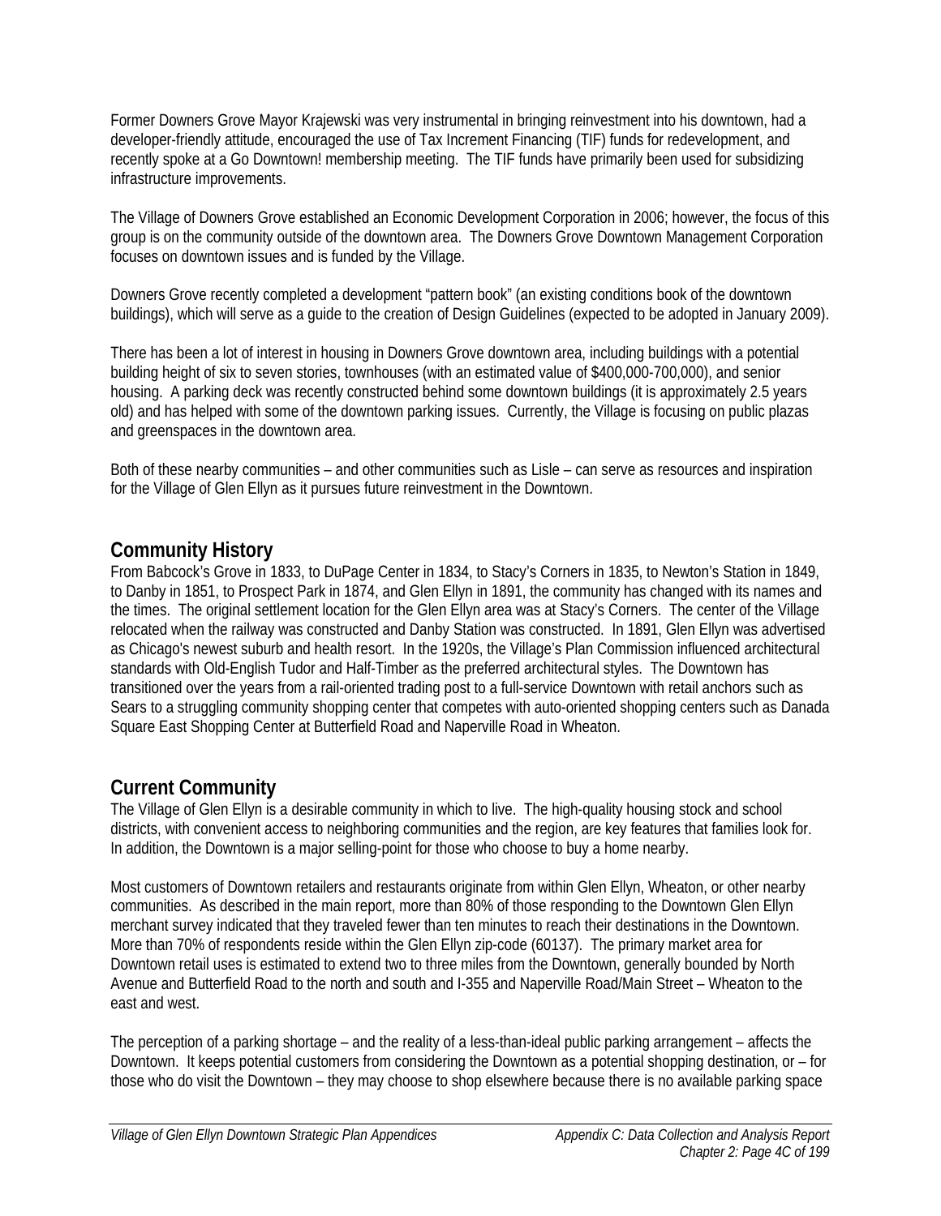Former Downers Grove Mayor Krajewski was very instrumental in bringing reinvestment into his downtown, had a developer-friendly attitude, encouraged the use of Tax Increment Financing (TIF) funds for redevelopment, and recently spoke at a Go Downtown! membership meeting. The TIF funds have primarily been used for subsidizing infrastructure improvements.

The Village of Downers Grove established an Economic Development Corporation in 2006; however, the focus of this group is on the community outside of the downtown area. The Downers Grove Downtown Management Corporation focuses on downtown issues and is funded by the Village.

Downers Grove recently completed a development "pattern book" (an existing conditions book of the downtown buildings), which will serve as a guide to the creation of Design Guidelines (expected to be adopted in January 2009).

There has been a lot of interest in housing in Downers Grove downtown area, including buildings with a potential building height of six to seven stories, townhouses (with an estimated value of $400,000-700,000), and senior housing. A parking deck was recently constructed behind some downtown buildings (it is approximately 2.5 years old) and has helped with some of the downtown parking issues. Currently, the Village is focusing on public plazas and greenspaces in the downtown area.

Both of these nearby communities – and other communities such as Lisle – can serve as resources and inspiration for the Village of Glen Ellyn as it pursues future reinvestment in the Downtown.

## Community History

From Babcock's Grove in 1833, to DuPage Center in 1834, to Stacy's Corners in 1835, to Newton's Station in 1849, to Danby in 1851, to Prospect Park in 1874, and Glen Ellyn in 1891, the community has changed with its names and the times. The original settlement location for the Glen Ellyn area was at Stacy's Corners. The center of the Village relocated when the railway was constructed and Danby Station was constructed. In 1891, Glen Ellyn was advertised as Chicago's newest suburb and health resort. In the 1920s, the Village's Plan Commission influenced architectural standards with Old-English Tudor and Half-Timber as the preferred architectural styles. The Downtown has transitioned over the years from a rail-oriented trading post to a full-service Downtown with retail anchors such as Sears to a struggling community shopping center that competes with auto-oriented shopping centers such as Danada Square East Shopping Center at Butterfield Road and Naperville Road in Wheaton.

## Current Community

The Village of Glen Ellyn is a desirable community in which to live. The high-quality housing stock and school districts, with convenient access to neighboring communities and the region, are key features that families look for. In addition, the Downtown is a major selling-point for those who choose to buy a home nearby.

Most customers of Downtown retailers and restaurants originate from within Glen Ellyn, Wheaton, or other nearby communities. As described in the main report, more than 80% of those responding to the Downtown Glen Ellyn merchant survey indicated that they traveled fewer than ten minutes to reach their destinations in the Downtown. More than 70% of respondents reside within the Glen Ellyn zip-code (60137). The primary market area for Downtown retail uses is estimated to extend two to three miles from the Downtown, generally bounded by North Avenue and Butterfield Road to the north and south and I-355 and Naperville Road/Main Street – Wheaton to the east and west.

The perception of a parking shortage – and the reality of a less-than-ideal public parking arrangement – affects the Downtown. It keeps potential customers from considering the Downtown as a potential shopping destination, or – for those who do visit the Downtown – they may choose to shop elsewhere because there is no available parking space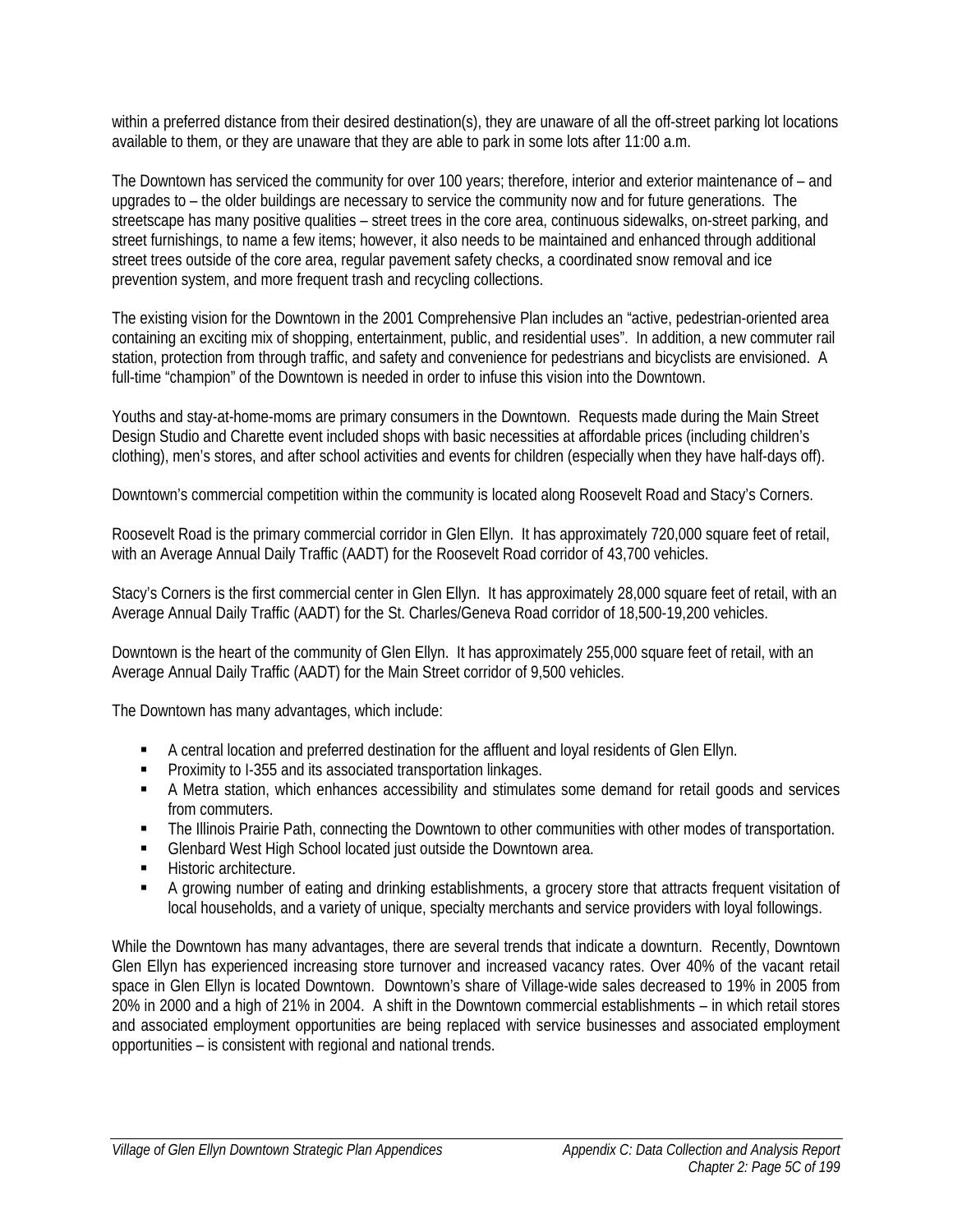within a preferred distance from their desired destination(s), they are unaware of all the off-street parking lot locations available to them, or they are unaware that they are able to park in some lots after 11:00 a.m.

The Downtown has serviced the community for over 100 years; therefore, interior and exterior maintenance of – and upgrades to – the older buildings are necessary to service the community now and for future generations. The streetscape has many positive qualities – street trees in the core area, continuous sidewalks, on-street parking, and street furnishings, to name a few items; however, it also needs to be maintained and enhanced through additional street trees outside of the core area, regular pavement safety checks, a coordinated snow removal and ice prevention system, and more frequent trash and recycling collections.

The existing vision for the Downtown in the 2001 Comprehensive Plan includes an "active, pedestrian-oriented area containing an exciting mix of shopping, entertainment, public, and residential uses". In addition, a new commuter rail station, protection from through traffic, and safety and convenience for pedestrians and bicyclists are envisioned. A full-time "champion" of the Downtown is needed in order to infuse this vision into the Downtown.

Youths and stay-at-home-moms are primary consumers in the Downtown. Requests made during the Main Street Design Studio and Charette event included shops with basic necessities at affordable prices (including children's clothing), men's stores, and after school activities and events for children (especially when they have half-days off).

Downtown's commercial competition within the community is located along Roosevelt Road and Stacy's Corners.

Roosevelt Road is the primary commercial corridor in Glen Ellyn. It has approximately 720,000 square feet of retail, with an Average Annual Daily Traffic (AADT) for the Roosevelt Road corridor of 43,700 vehicles.

Stacy's Corners is the first commercial center in Glen Ellyn. It has approximately 28,000 square feet of retail, with an Average Annual Daily Traffic (AADT) for the St. Charles/Geneva Road corridor of 18,500-19,200 vehicles.

Downtown is the heart of the community of Glen Ellyn. It has approximately 255,000 square feet of retail, with an Average Annual Daily Traffic (AADT) for the Main Street corridor of 9,500 vehicles.

The Downtown has many advantages, which include:

- A central location and preferred destination for the affluent and loyal residents of Glen Ellyn.
- Proximity to I-355 and its associated transportation linkages.
- A Metra station, which enhances accessibility and stimulates some demand for retail goods and services from commuters.
- The Illinois Prairie Path, connecting the Downtown to other communities with other modes of transportation.
- Glenbard West High School located just outside the Downtown area.
- Historic architecture.
- A growing number of eating and drinking establishments, a grocery store that attracts frequent visitation of local households, and a variety of unique, specialty merchants and service providers with loyal followings.

While the Downtown has many advantages, there are several trends that indicate a downturn. Recently, Downtown Glen Ellyn has experienced increasing store turnover and increased vacancy rates. Over 40% of the vacant retail space in Glen Ellyn is located Downtown. Downtown's share of Village-wide sales decreased to 19% in 2005 from 20% in 2000 and a high of 21% in 2004. A shift in the Downtown commercial establishments – in which retail stores and associated employment opportunities are being replaced with service businesses and associated employment opportunities – is consistent with regional and national trends.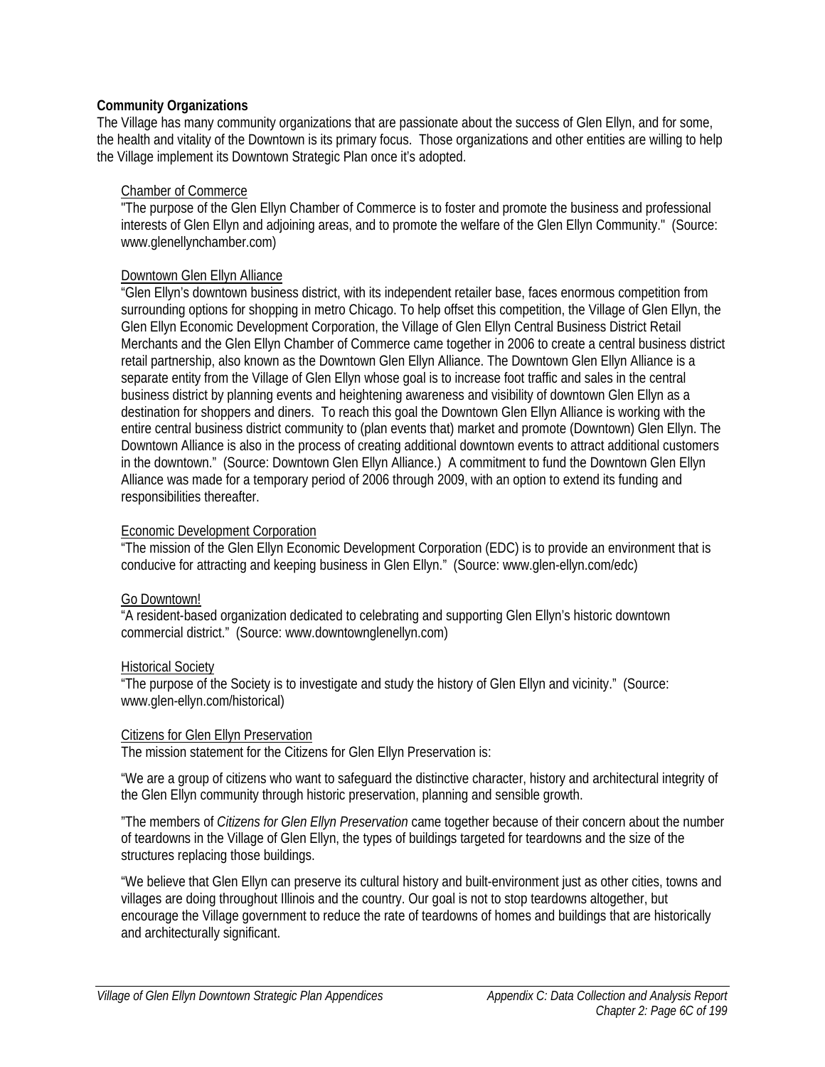**Community Organizations**

The Village has many community organizations that are passionate about the success of Glen Ellyn, and for some, the health and vitality of the Downtown is its primary focus. Those organizations and other entities are willing to help the Village implement its Downtown Strategic Plan once it's adopted.

Chamber of Commerce

"The purpose of the Glen Ellyn Chamber of Commerce is to foster and promote the business and professional interests of Glen Ellyn and adjoining areas, and to promote the welfare of the Glen Ellyn Community." (Source: www.glenellynchamber.com)

Downtown Glen Ellyn Alliance

"Glen Ellyn's downtown business district, with its independent retailer base, faces enormous competition from surrounding options for shopping in metro Chicago. To help offset this competition, the Village of Glen Ellyn, the Glen Ellyn Economic Development Corporation, the Village of Glen Ellyn Central Business District Retail Merchants and the Glen Ellyn Chamber of Commerce came together in 2006 to create a central business district retail partnership, also known as the Downtown Glen Ellyn Alliance. The Downtown Glen Ellyn Alliance is a separate entity from the Village of Glen Ellyn whose goal is to increase foot traffic and sales in the central business district by planning events and heightening awareness and visibility of downtown Glen Ellyn as a destination for shoppers and diners. To reach this goal the Downtown Glen Ellyn Alliance is working with the entire central business district community to (plan events that) market and promote (Downtown) Glen Ellyn. The Downtown Alliance is also in the process of creating additional downtown events to attract additional customers in the downtown." (Source: Downtown Glen Ellyn Alliance.) A commitment to fund the Downtown Glen Ellyn Alliance was made for a temporary period of 2006 through 2009, with an option to extend its funding and responsibilities thereafter.

Economic Development Corporation

"The mission of the Glen Ellyn Economic Development Corporation (EDC) is to provide an environment that is conducive for attracting and keeping business in Glen Ellyn." (Source: www.glen-ellyn.com/edc)

Go Downtown!

"A resident-based organization dedicated to celebrating and supporting Glen Ellyn's historic downtown commercial district." (Source: www.downtownglenellyn.com)

Historical Society

"The purpose of the Society is to investigate and study the history of Glen Ellyn and vicinity." (Source: www.glen-ellyn.com/historical)

Citizens for Glen Ellyn Preservation

The mission statement for the Citizens for Glen Ellyn Preservation is:

"We are a group of citizens who want to safeguard the distinctive character, history and architectural integrity of the Glen Ellyn community through historic preservation, planning and sensible growth.

"The members of *Citizens for Glen Ellyn Preservation* came together because of their concern about the number of teardowns in the Village of Glen Ellyn, the types of buildings targeted for teardowns and the size of the structures replacing those buildings.

"We believe that Glen Ellyn can preserve its cultural history and built-environment just as other cities, towns and villages are doing throughout Illinois and the country. Our goal is not to stop teardowns altogether, but encourage the Village government to reduce the rate of teardowns of homes and buildings that are historically and architecturally significant.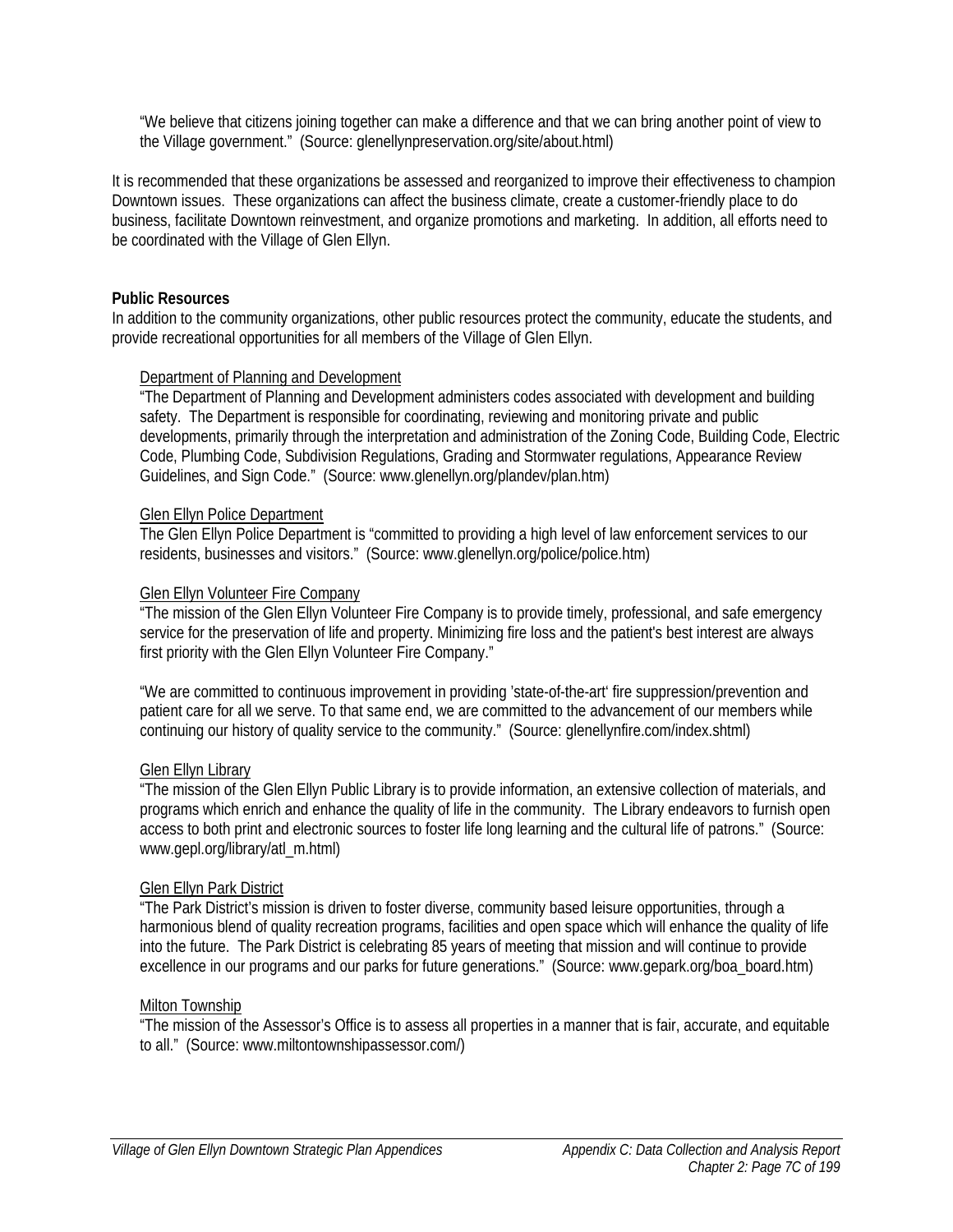"We believe that citizens joining together can make a difference and that we can bring another point of view to the Village government." (Source: glenellynpreservation.org/site/about.html)

It is recommended that these organizations be assessed and reorganized to improve their effectiveness to champion Downtown issues. These organizations can affect the business climate, create a customer-friendly place to do business, facilitate Downtown reinvestment, and organize promotions and marketing. In addition, all efforts need to be coordinated with the Village of Glen Ellyn.

**Public Resources**

In addition to the community organizations, other public resources protect the community, educate the students, and provide recreational opportunities for all members of the Village of Glen Ellyn.

Department of Planning and Development

"The Department of Planning and Development administers codes associated with development and building safety. The Department is responsible for coordinating, reviewing and monitoring private and public developments, primarily through the interpretation and administration of the Zoning Code, Building Code, Electric Code, Plumbing Code, Subdivision Regulations, Grading and Stormwater regulations, Appearance Review Guidelines, and Sign Code." (Source: www.glenellyn.org/plandev/plan.htm)

Glen Ellyn Police Department

The Glen Ellyn Police Department is "committed to providing a high level of law enforcement services to our residents, businesses and visitors." (Source: www.glenellyn.org/police/police.htm)

Glen Ellyn Volunteer Fire Company

"The mission of the Glen Ellyn Volunteer Fire Company is to provide timely, professional, and safe emergency service for the preservation of life and property. Minimizing fire loss and the patient's best interest are always first priority with the Glen Ellyn Volunteer Fire Company."

"We are committed to continuous improvement in providing 'state-of-the-art' fire suppression/prevention and patient care for all we serve. To that same end, we are committed to the advancement of our members while continuing our history of quality service to the community." (Source: glenellynfire.com/index.shtml)

Glen Ellyn Library

"The mission of the Glen Ellyn Public Library is to provide information, an extensive collection of materials, and programs which enrich and enhance the quality of life in the community. The Library endeavors to furnish open access to both print and electronic sources to foster life long learning and the cultural life of patrons." (Source: www.gepl.org/library/atl_m.html)

Glen Ellyn Park District

"The Park District's mission is driven to foster diverse, community based leisure opportunities, through a harmonious blend of quality recreation programs, facilities and open space which will enhance the quality of life into the future. The Park District is celebrating 85 years of meeting that mission and will continue to provide excellence in our programs and our parks for future generations." (Source: www.gepark.org/boa_board.htm)

Milton Township

"The mission of the Assessor's Office is to assess all properties in a manner that is fair, accurate, and equitable to all." (Source: www.miltontownshipassessor.com/)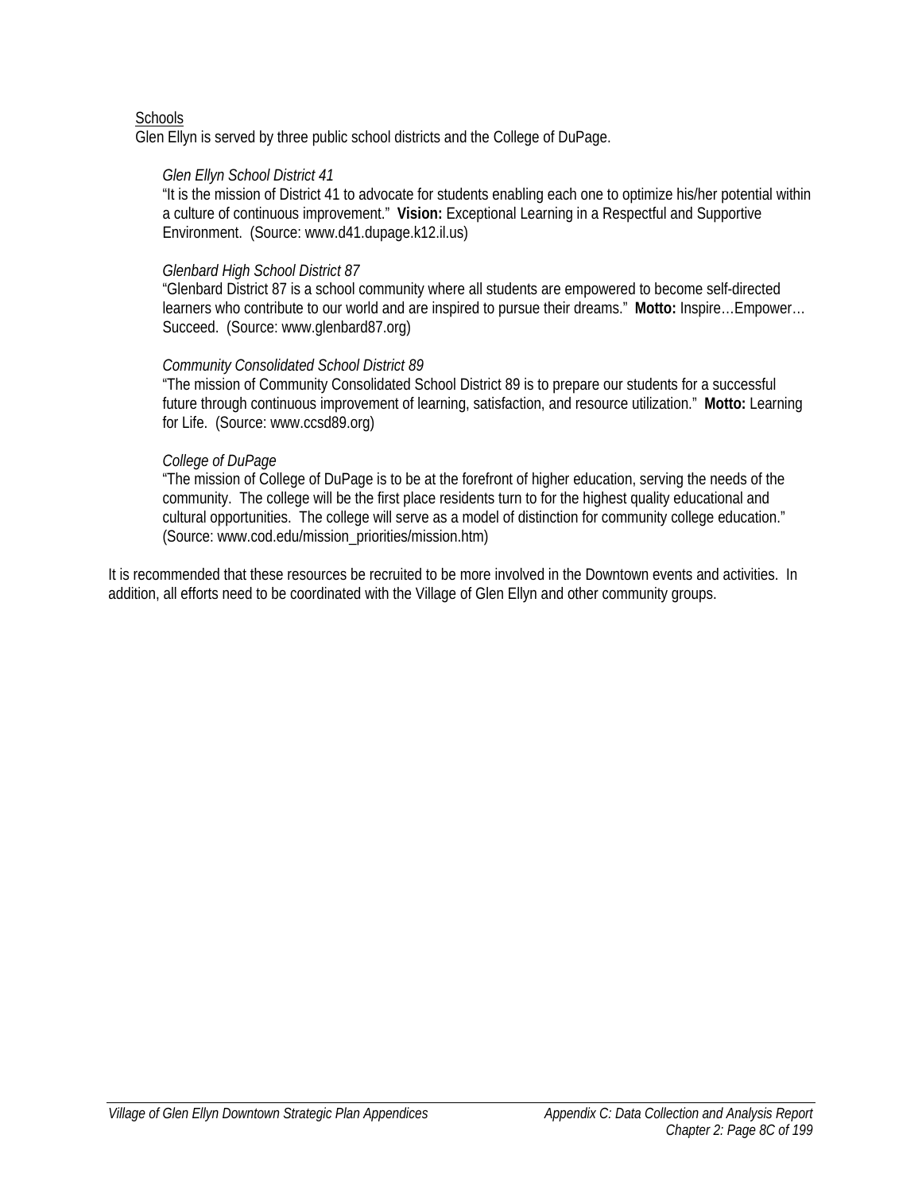Schools

Glen Ellyn is served by three public school districts and the College of DuPage.

*Glen Ellyn School District 41*

"It is the mission of District 41 to advocate for students enabling each one to optimize his/her potential within a culture of continuous improvement." **Vision:** Exceptional Learning in a Respectful and Supportive Environment. (Source: www.d41.dupage.k12.il.us)

*Glenbard High School District 87*

"Glenbard District 87 is a school community where all students are empowered to become self-directed learners who contribute to our world and are inspired to pursue their dreams." **Motto:** Inspire…Empower… Succeed. (Source: www.glenbard87.org)

*Community Consolidated School District 89*

"The mission of Community Consolidated School District 89 is to prepare our students for a successful future through continuous improvement of learning, satisfaction, and resource utilization." **Motto:** Learning for Life. (Source: www.ccsd89.org)

*College of DuPage*

"The mission of College of DuPage is to be at the forefront of higher education, serving the needs of the community. The college will be the first place residents turn to for the highest quality educational and cultural opportunities. The college will serve as a model of distinction for community college education." (Source: www.cod.edu/mission_priorities/mission.htm)

It is recommended that these resources be recruited to be more involved in the Downtown events and activities. In addition, all efforts need to be coordinated with the Village of Glen Ellyn and other community groups.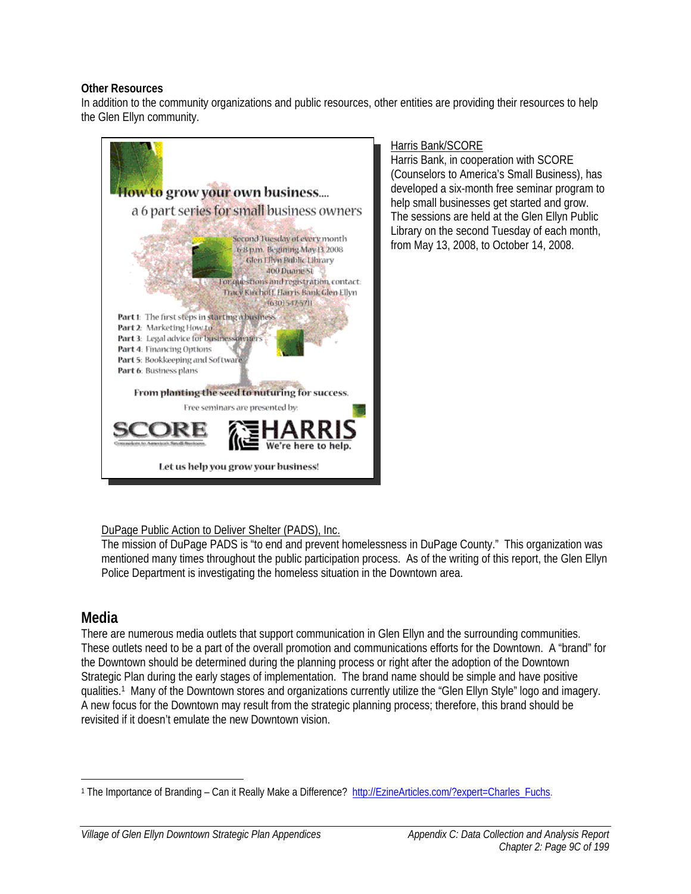**Other Resources**

In addition to the community organizations and public resources, other entities are providing their resources to help the Glen Ellyn community.

How to grow your own business....
a 6 part series for small business owners

Second Tuesday of every month
6-8 p.m. Beginning May 13 2008
Glen Ellyn Public Library
400 Duane St
For questions and registration contact:
Tracy Kirchoff, Harris Bank Glen Ellyn
(630) 547-5711

**Part 1:** The first steps in starting a business
**Part 2:** Marketing How to
**Part 3:** Legal advice for businessowners
**Part 4:** Financing Options
**Part 5:** Bookkeeping and Software
**Part 6:** Business plans

From planting the seed to nuturing for success.

Free seminars are presented by:

SCORE — HARRIS We're here to help.

Let us help you grow your business!

Harris Bank/SCORE

Harris Bank, in cooperation with SCORE (Counselors to America's Small Business), has developed a six-month free seminar program to help small businesses get started and grow. The sessions are held at the Glen Ellyn Public Library on the second Tuesday of each month, from May 13, 2008, to October 14, 2008.

DuPage Public Action to Deliver Shelter (PADS), Inc.

The mission of DuPage PADS is "to end and prevent homelessness in DuPage County." This organization was mentioned many times throughout the public participation process. As of the writing of this report, the Glen Ellyn Police Department is investigating the homeless situation in the Downtown area.

## Media

There are numerous media outlets that support communication in Glen Ellyn and the surrounding communities. These outlets need to be a part of the overall promotion and communications efforts for the Downtown. A "brand" for the Downtown should be determined during the planning process or right after the adoption of the Downtown Strategic Plan during the early stages of implementation. The brand name should be simple and have positive qualities.[1] Many of the Downtown stores and organizations currently utilize the "Glen Ellyn Style" logo and imagery. A new focus for the Downtown may result from the strategic planning process; therefore, this brand should be revisited if it doesn't emulate the new Downtown vision.

---

[1] The Importance of Branding – Can it Really Make a Difference? http://EzineArticles.com/?expert=Charles_Fuchs.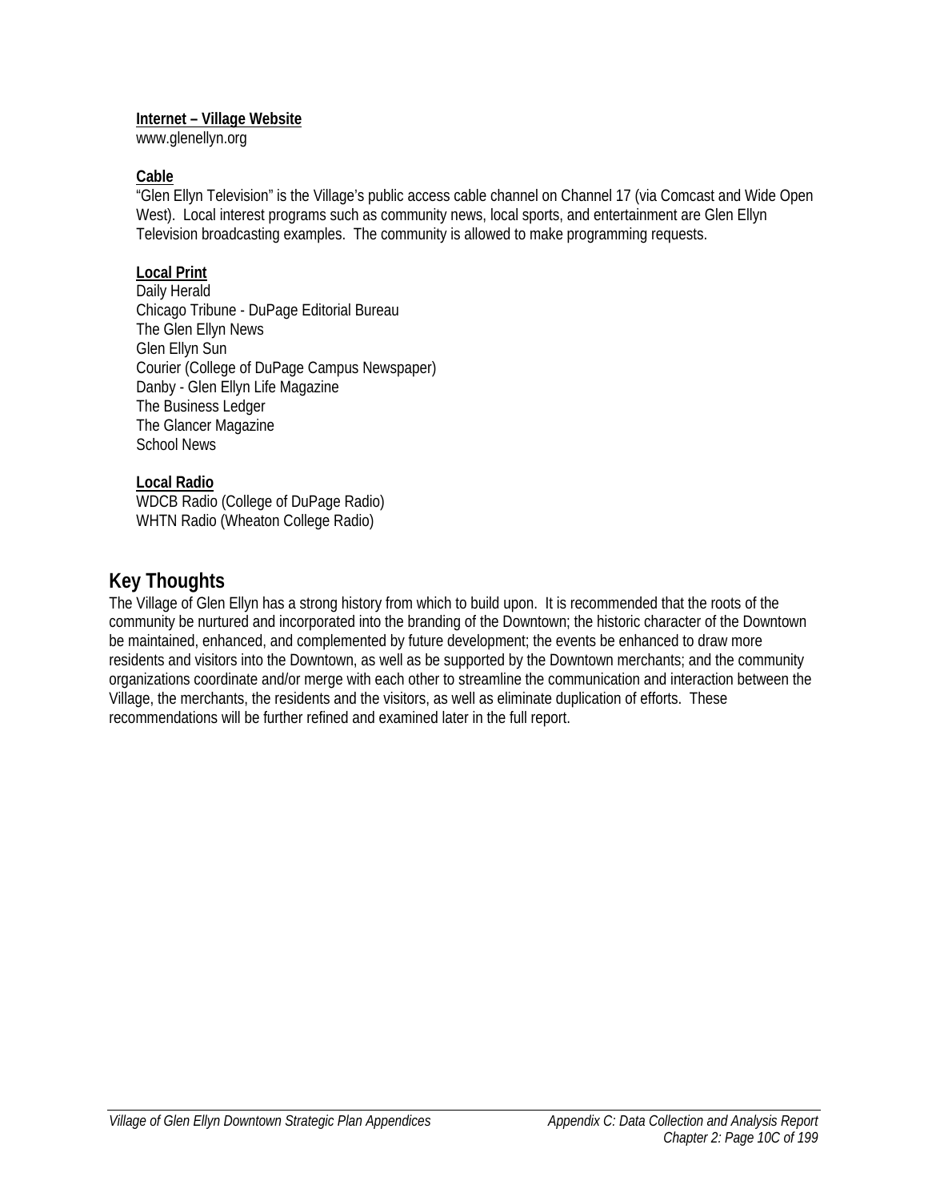**Internet – Village Website**
www.glenellyn.org

**Cable**
"Glen Ellyn Television" is the Village's public access cable channel on Channel 17 (via Comcast and Wide Open West). Local interest programs such as community news, local sports, and entertainment are Glen Ellyn Television broadcasting examples. The community is allowed to make programming requests.

**Local Print**
Daily Herald
Chicago Tribune - DuPage Editorial Bureau
The Glen Ellyn News
Glen Ellyn Sun
Courier (College of DuPage Campus Newspaper)
Danby - Glen Ellyn Life Magazine
The Business Ledger
The Glancer Magazine
School News

**Local Radio**
WDCB Radio (College of DuPage Radio)
WHTN Radio (Wheaton College Radio)

## Key Thoughts

The Village of Glen Ellyn has a strong history from which to build upon. It is recommended that the roots of the community be nurtured and incorporated into the branding of the Downtown; the historic character of the Downtown be maintained, enhanced, and complemented by future development; the events be enhanced to draw more residents and visitors into the Downtown, as well as be supported by the Downtown merchants; and the community organizations coordinate and/or merge with each other to streamline the communication and interaction between the Village, the merchants, the residents and the visitors, as well as eliminate duplication of efforts. These recommendations will be further refined and examined later in the full report.